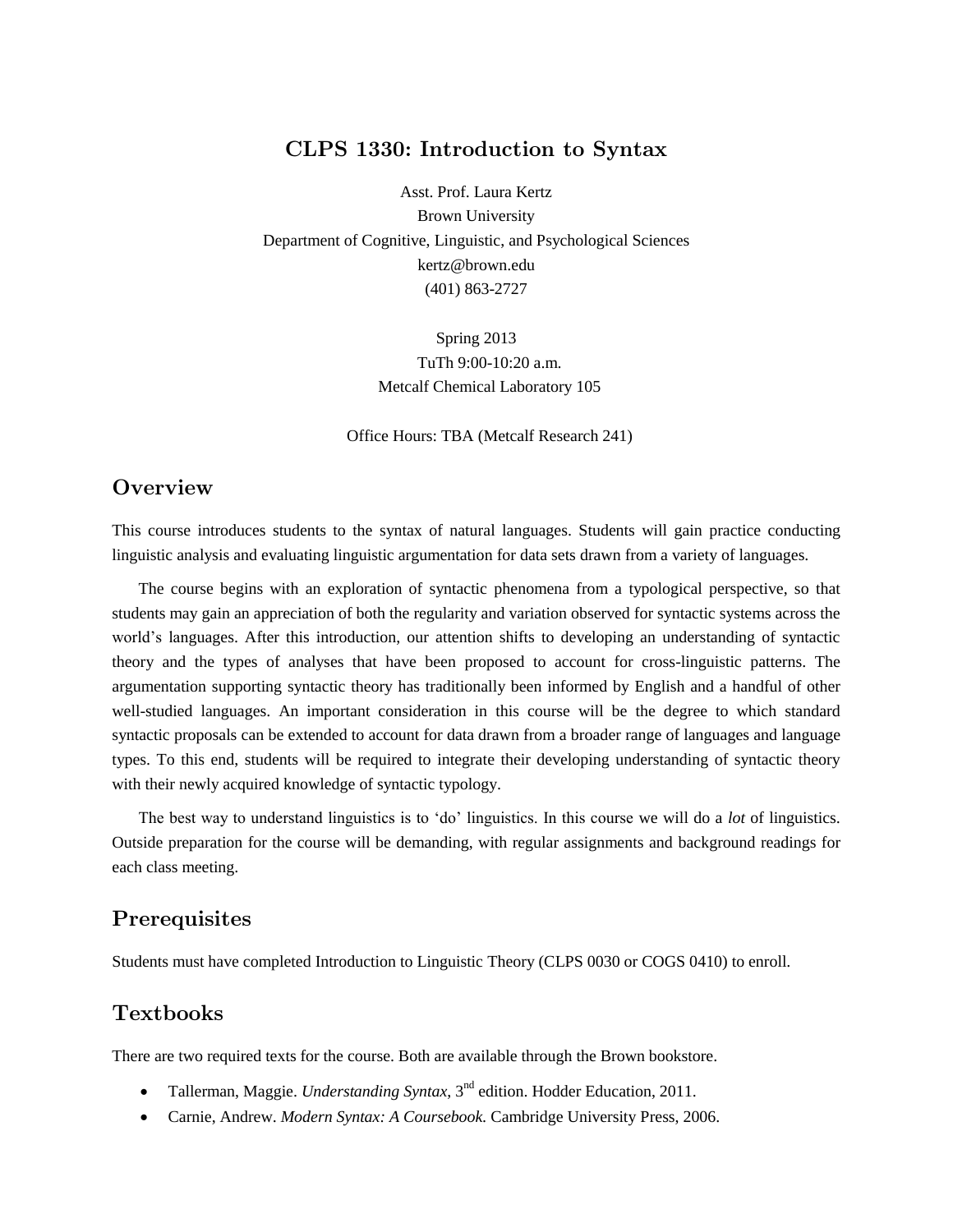# CLPS 1330: Introduction to Syntax

Asst. Prof. Laura Kertz
Brown University
Department of Cognitive, Linguistic, and Psychological Sciences
kertz@brown.edu
(401) 863-2727

Spring 2013
TuTh 9:00-10:20 a.m.
Metcalf Chemical Laboratory 105

Office Hours: TBA (Metcalf Research 241)

## Overview

This course introduces students to the syntax of natural languages. Students will gain practice conducting linguistic analysis and evaluating linguistic argumentation for data sets drawn from a variety of languages.

The course begins with an exploration of syntactic phenomena from a typological perspective, so that students may gain an appreciation of both the regularity and variation observed for syntactic systems across the world's languages. After this introduction, our attention shifts to developing an understanding of syntactic theory and the types of analyses that have been proposed to account for cross-linguistic patterns. The argumentation supporting syntactic theory has traditionally been informed by English and a handful of other well-studied languages. An important consideration in this course will be the degree to which standard syntactic proposals can be extended to account for data drawn from a broader range of languages and language types. To this end, students will be required to integrate their developing understanding of syntactic theory with their newly acquired knowledge of syntactic typology.

The best way to understand linguistics is to 'do' linguistics. In this course we will do a *lot* of linguistics. Outside preparation for the course will be demanding, with regular assignments and background readings for each class meeting.

## Prerequisites

Students must have completed Introduction to Linguistic Theory (CLPS 0030 or COGS 0410) to enroll.

## Textbooks

There are two required texts for the course. Both are available through the Brown bookstore.

- Tallerman, Maggie. *Understanding Syntax*, 3rd edition. Hodder Education, 2011.
- Carnie, Andrew. *Modern Syntax: A Coursebook.* Cambridge University Press, 2006.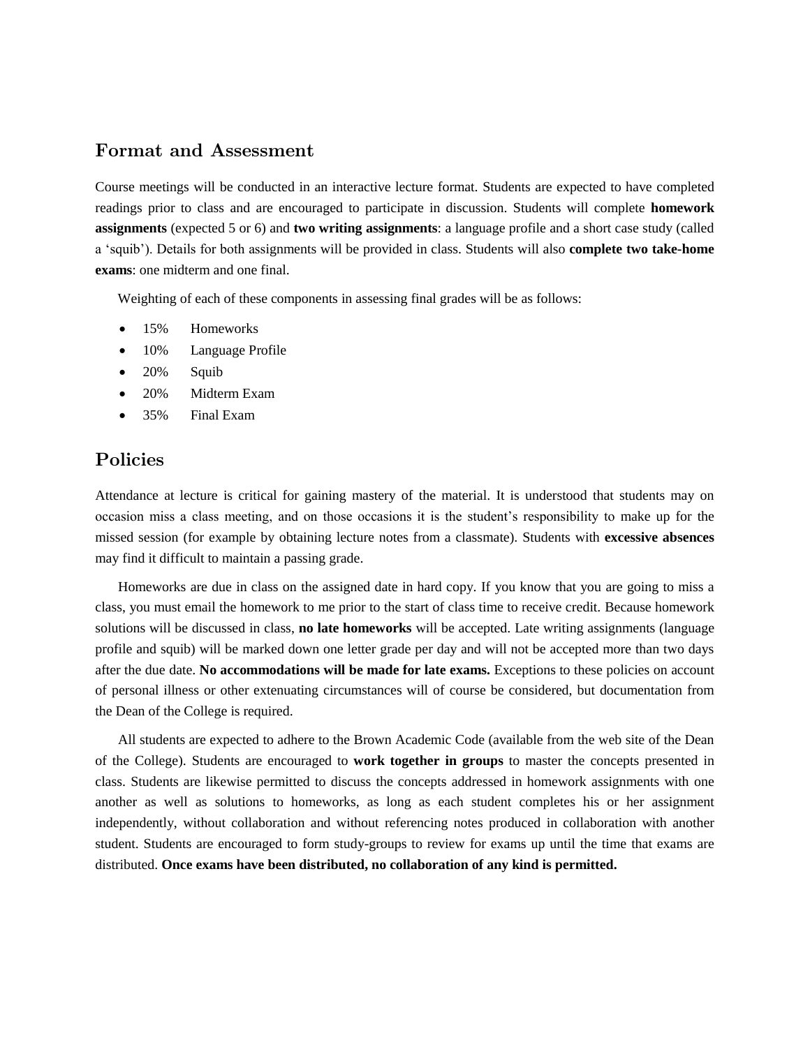## Format and Assessment

Course meetings will be conducted in an interactive lecture format. Students are expected to have completed readings prior to class and are encouraged to participate in discussion. Students will complete **homework assignments** (expected 5 or 6) and **two writing assignments**: a language profile and a short case study (called a 'squib'). Details for both assignments will be provided in class. Students will also **complete two take-home exams**: one midterm and one final.

Weighting of each of these components in assessing final grades will be as follows:

- 15% Homeworks
- 10% Language Profile
- 20% Squib
- 20% Midterm Exam
- 35% Final Exam

## Policies

Attendance at lecture is critical for gaining mastery of the material. It is understood that students may on occasion miss a class meeting, and on those occasions it is the student's responsibility to make up for the missed session (for example by obtaining lecture notes from a classmate). Students with **excessive absences** may find it difficult to maintain a passing grade.

Homeworks are due in class on the assigned date in hard copy. If you know that you are going to miss a class, you must email the homework to me prior to the start of class time to receive credit. Because homework solutions will be discussed in class, **no late homeworks** will be accepted. Late writing assignments (language profile and squib) will be marked down one letter grade per day and will not be accepted more than two days after the due date. **No accommodations will be made for late exams.** Exceptions to these policies on account of personal illness or other extenuating circumstances will of course be considered, but documentation from the Dean of the College is required.

All students are expected to adhere to the Brown Academic Code (available from the web site of the Dean of the College). Students are encouraged to **work together in groups** to master the concepts presented in class. Students are likewise permitted to discuss the concepts addressed in homework assignments with one another as well as solutions to homeworks, as long as each student completes his or her assignment independently, without collaboration and without referencing notes produced in collaboration with another student. Students are encouraged to form study-groups to review for exams up until the time that exams are distributed. **Once exams have been distributed, no collaboration of any kind is permitted.**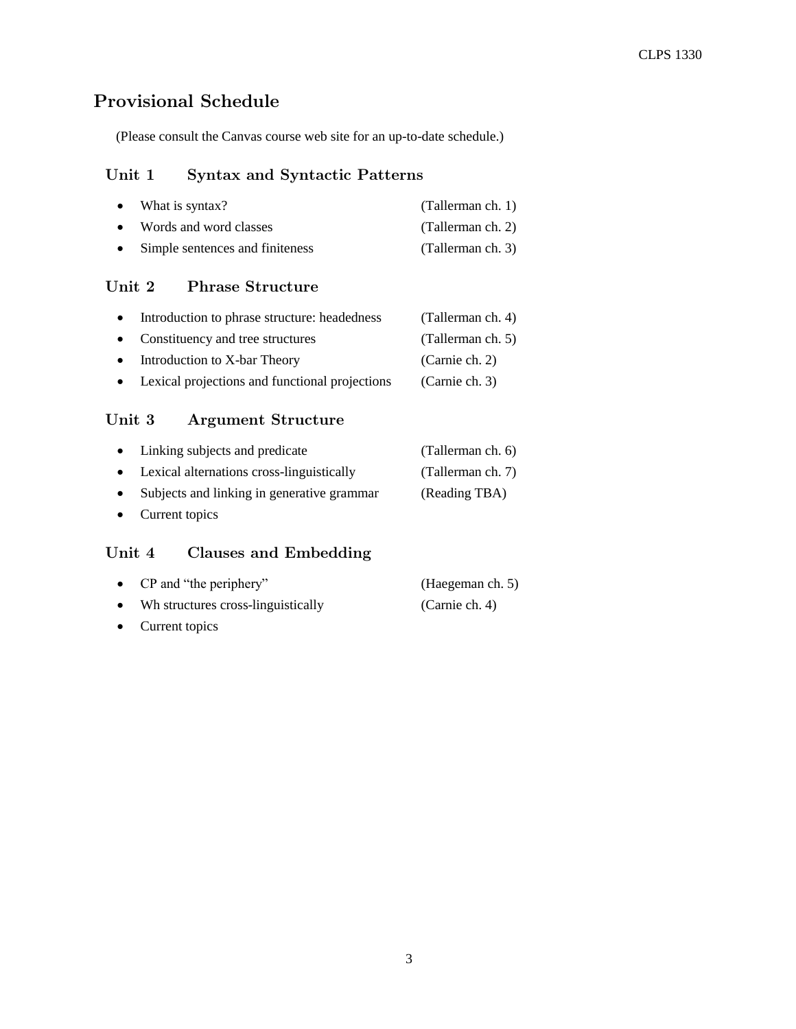## Provisional Schedule

(Please consult the Canvas course web site for an up-to-date schedule.)

### Unit 1 Syntax and Syntactic Patterns

- What is syntax? (Tallerman ch. 1)
- Words and word classes (Tallerman ch. 2)
- Simple sentences and finiteness (Tallerman ch. 3)

### Unit 2 Phrase Structure

- Introduction to phrase structure: headedness (Tallerman ch. 4)
- Constituency and tree structures (Tallerman ch. 5)
- Introduction to X-bar Theory (Carnie ch. 2)
- Lexical projections and functional projections (Carnie ch. 3)

### Unit 3 Argument Structure

- Linking subjects and predicate (Tallerman ch. 6)
- Lexical alternations cross-linguistically (Tallerman ch. 7)
- Subjects and linking in generative grammar (Reading TBA)
- Current topics

### Unit 4 Clauses and Embedding

- CP and "the periphery" (Haegeman ch. 5)
- Wh structures cross-linguistically (Carnie ch. 4)
- Current topics